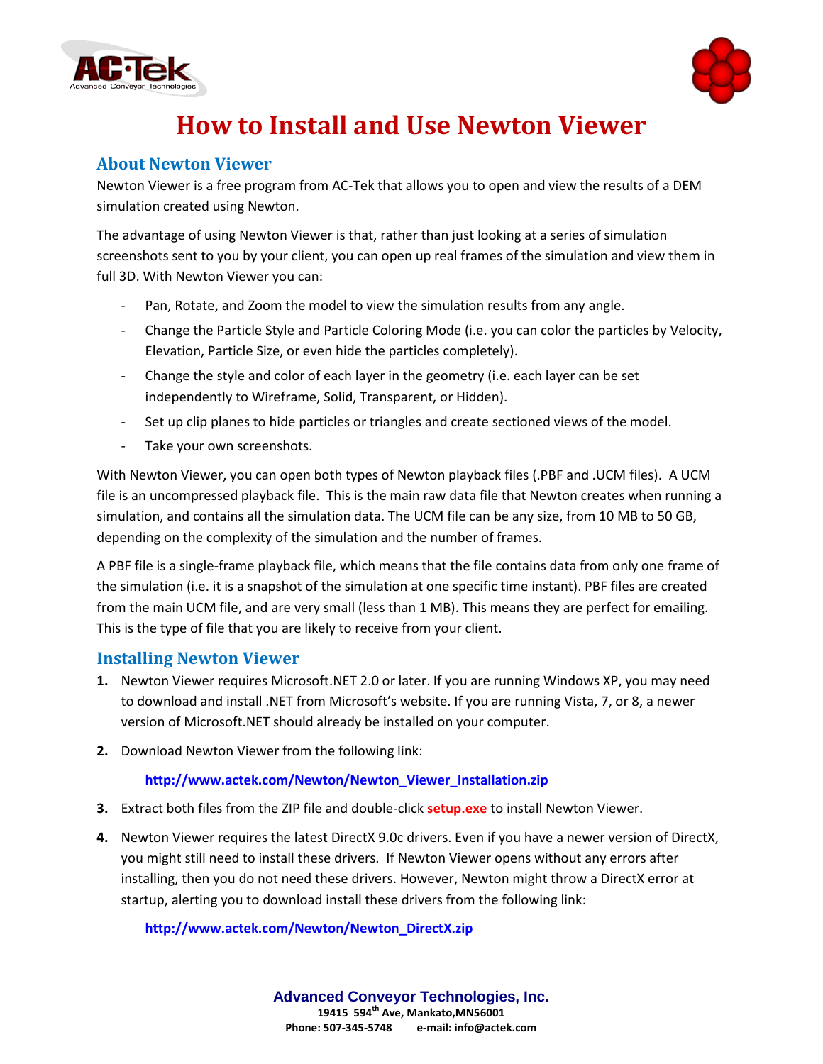# How to Install and Use Newton Viewer

## About Newton Viewer

Newton Viewer is a free program from AC-Tek that allows you to open and view the results of a DEM simulation created using Newton.

The advantage of using Newton Viewer is that, rather than just looking at a series of simulation screenshots sent to you by your client, you can open up real frames of the simulation and view them in full 3D. With Newton Viewer you can:

- Pan, Rotate, and Zoom the model to view the simulation results from any angle.
- Change the Particle Style and Particle Coloring Mode (i.e. you can color the particles by Velocity, Elevation, Particle Size, or even hide the particles completely).
- Change the style and color of each layer in the geometry (i.e. each layer can be set independently to Wireframe, Solid, Transparent, or Hidden).
- Set up clip planes to hide particles or triangles and create sectioned views of the model.
- Take your own screenshots.

With Newton Viewer, you can open both types of Newton playback files (.PBF and .UCM files). A UCM file is an uncompressed playback file. This is the main raw data file that Newton creates when running a simulation, and contains all the simulation data. The UCM file can be any size, from 10 MB to 50 GB, depending on the complexity of the simulation and the number of frames.

A PBF file is a single-frame playback file, which means that the file contains data from only one frame of the simulation (i.e. it is a snapshot of the simulation at one specific time instant). PBF files are created from the main UCM file, and are very small (less than 1 MB). This means they are perfect for emailing. This is the type of file that you are likely to receive from your client.

## Installing Newton Viewer

1. Newton Viewer requires Microsoft.NET 2.0 or later. If you are running Windows XP, you may need to download and install .NET from Microsoft's website. If you are running Vista, 7, or 8, a newer version of Microsoft.NET should already be installed on your computer.
2. Download Newton Viewer from the following link:

   **http://www.actek.com/Newton/Newton_Viewer_Installation.zip**

3. Extract both files from the ZIP file and double-click **setup.exe** to install Newton Viewer.
4. Newton Viewer requires the latest DirectX 9.0c drivers. Even if you have a newer version of DirectX, you might still need to install these drivers. If Newton Viewer opens without any errors after installing, then you do not need these drivers. However, Newton might throw a DirectX error at startup, alerting you to download install these drivers from the following link:

   **http://www.actek.com/Newton/Newton_DirectX.zip**

**Advanced Conveyor Technologies, Inc.**
19415 594th Ave, Mankato,MN56001
Phone: 507-345-5748 e-mail: info@actek.com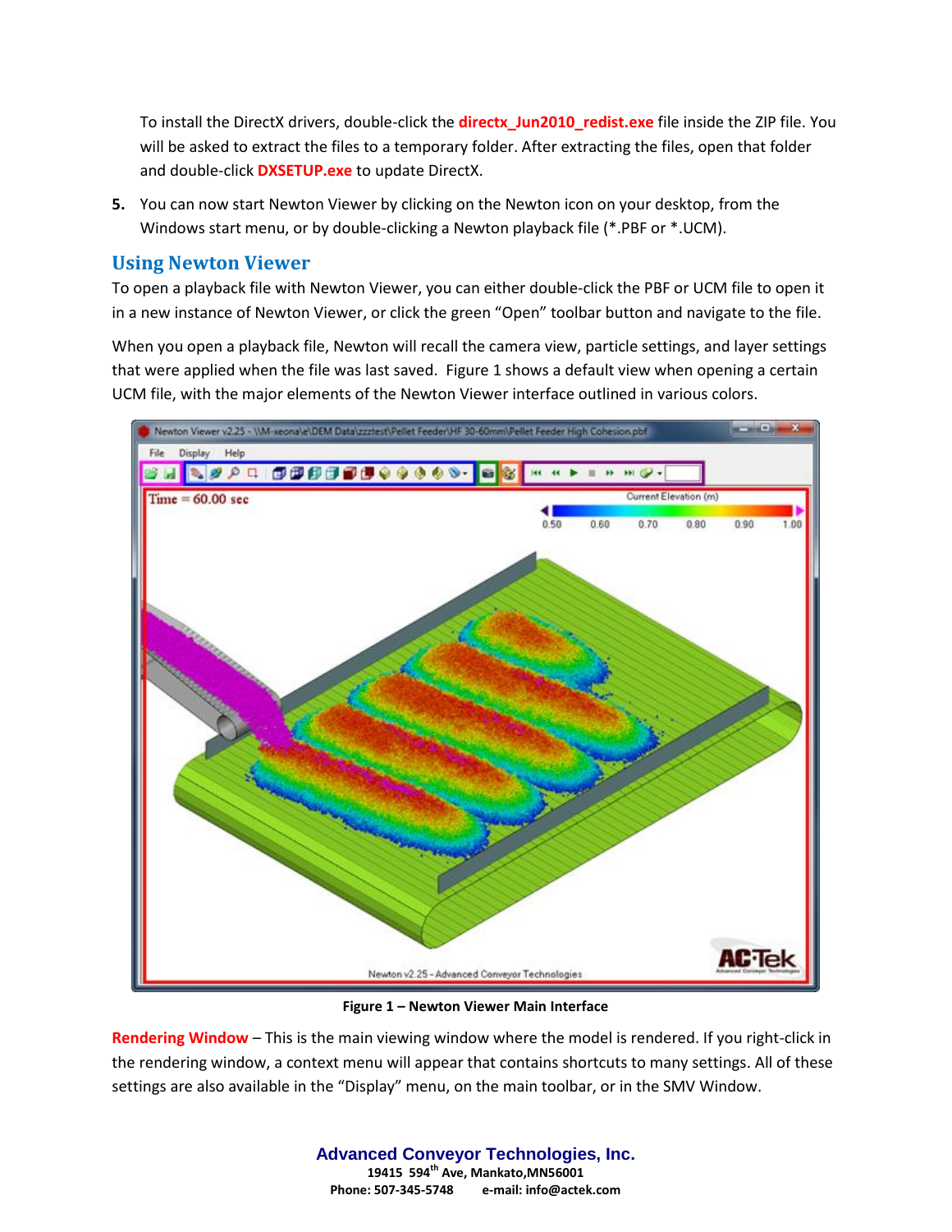To install the DirectX drivers, double-click the **directx_Jun2010_redist.exe** file inside the ZIP file. You will be asked to extract the files to a temporary folder. After extracting the files, open that folder and double-click **DXSETUP.exe** to update DirectX.

5. You can now start Newton Viewer by clicking on the Newton icon on your desktop, from the Windows start menu, or by double-clicking a Newton playback file (*.PBF or *.UCM).

## Using Newton Viewer

To open a playback file with Newton Viewer, you can either double-click the PBF or UCM file to open it in a new instance of Newton Viewer, or click the green “Open” toolbar button and navigate to the file.

When you open a playback file, Newton will recall the camera view, particle settings, and layer settings that were applied when the file was last saved. Figure 1 shows a default view when opening a certain UCM file, with the major elements of the Newton Viewer interface outlined in various colors.

**Figure 1 – Newton Viewer Main Interface**

**Rendering Window** – This is the main viewing window where the model is rendered. If you right-click in the rendering window, a context menu will appear that contains shortcuts to many settings. All of these settings are also available in the “Display” menu, on the main toolbar, or in the SMV Window.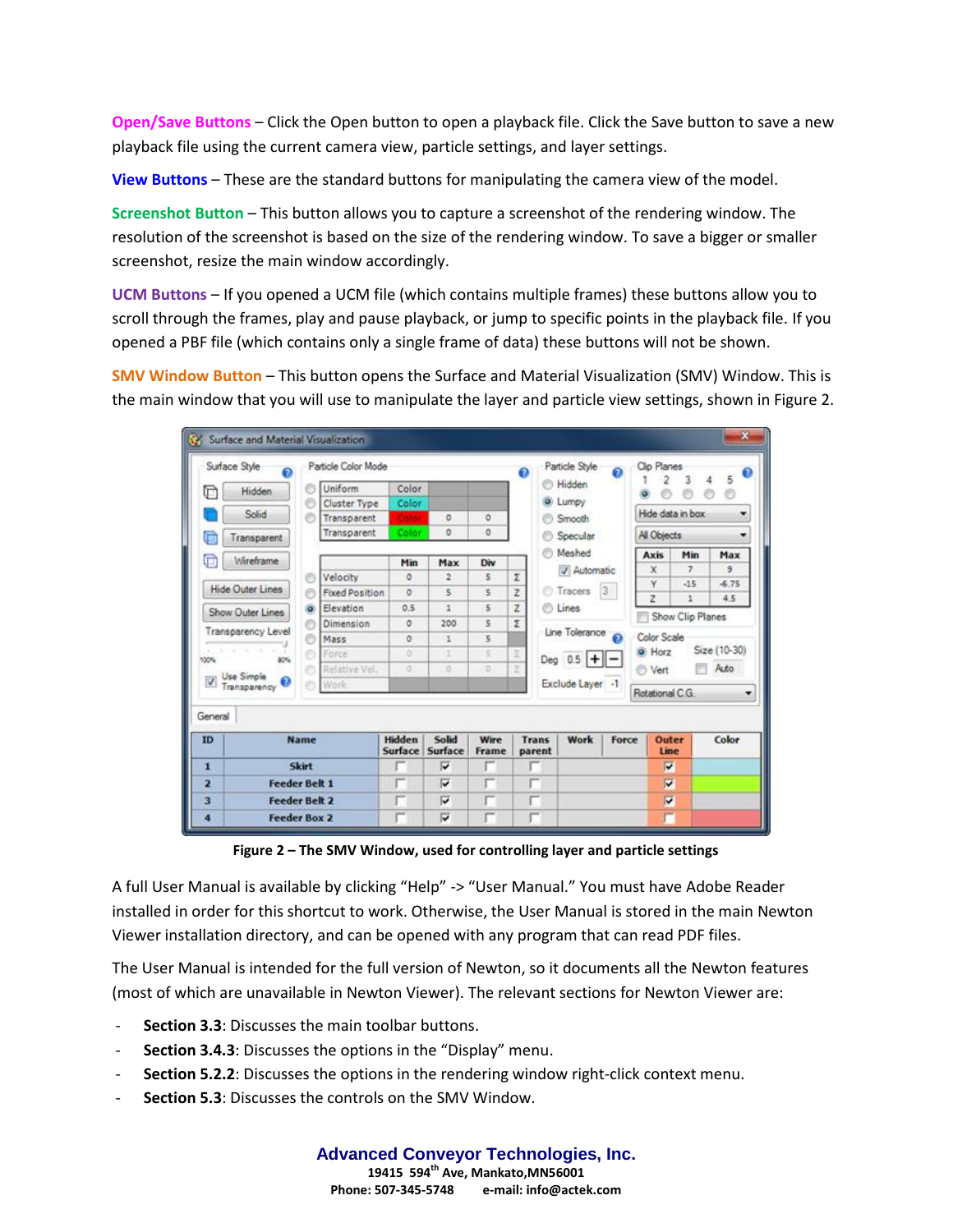**Open/Save Buttons** – Click the Open button to open a playback file. Click the Save button to save a new playback file using the current camera view, particle settings, and layer settings.

**View Buttons** – These are the standard buttons for manipulating the camera view of the model.

**Screenshot Button** – This button allows you to capture a screenshot of the rendering window. The resolution of the screenshot is based on the size of the rendering window. To save a bigger or smaller screenshot, resize the main window accordingly.

**UCM Buttons** – If you opened a UCM file (which contains multiple frames) these buttons allow you to scroll through the frames, play and pause playback, or jump to specific points in the playback file. If you opened a PBF file (which contains only a single frame of data) these buttons will not be shown.

**SMV Window Button** – This button opens the Surface and Material Visualization (SMV) Window. This is the main window that you will use to manipulate the layer and particle view settings, shown in Figure 2.

**Figure 2 – The SMV Window, used for controlling layer and particle settings**

A full User Manual is available by clicking “Help” -> “User Manual.” You must have Adobe Reader installed in order for this shortcut to work. Otherwise, the User Manual is stored in the main Newton Viewer installation directory, and can be opened with any program that can read PDF files.

The User Manual is intended for the full version of Newton, so it documents all the Newton features (most of which are unavailable in Newton Viewer). The relevant sections for Newton Viewer are:

- **Section 3.3**: Discusses the main toolbar buttons.
- **Section 3.4.3**: Discusses the options in the “Display” menu.
- **Section 5.2.2**: Discusses the options in the rendering window right-click context menu.
- **Section 5.3**: Discusses the controls on the SMV Window.